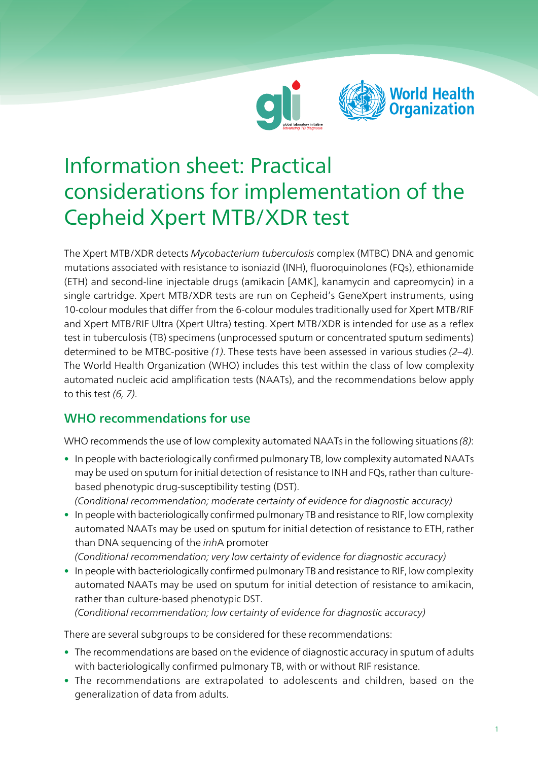# Information sheet: Practical considerations for implementation of the Cepheid Xpert MTB/XDR test

The Xpert MTB/XDR detects *Mycobacterium tuberculosis* complex (MTBC) DNA and genomic mutations associated with resistance to isoniazid (INH), fluoroquinolones (FQs), ethionamide (ETH) and second-line injectable drugs (amikacin [AMK], kanamycin and capreomycin) in a single cartridge. Xpert MTB/XDR tests are run on Cepheid's GeneXpert instruments, using 10-colour modules that differ from the 6-colour modules traditionally used for Xpert MTB/RIF and Xpert MTB/RIF Ultra (Xpert Ultra) testing. Xpert MTB/XDR is intended for use as a reflex test in tuberculosis (TB) specimens (unprocessed sputum or concentrated sputum sediments) determined to be MTBC-positive *(1)*. These tests have been assessed in various studies *(2–4)*. The World Health Organization (WHO) includes this test within the class of low complexity automated nucleic acid amplification tests (NAATs), and the recommendations below apply to this test *(6, 7)*.

## WHO recommendations for use

WHO recommends the use of low complexity automated NAATs in the following situations *(8)*:

- In people with bacteriologically confirmed pulmonary TB, low complexity automated NAATs may be used on sputum for initial detection of resistance to INH and FQs, rather than culture-based phenotypic drug-susceptibility testing (DST).
  *(Conditional recommendation; moderate certainty of evidence for diagnostic accuracy)*
- In people with bacteriologically confirmed pulmonary TB and resistance to RIF, low complexity automated NAATs may be used on sputum for initial detection of resistance to ETH, rather than DNA sequencing of the *inh*A promoter
  *(Conditional recommendation; very low certainty of evidence for diagnostic accuracy)*
- In people with bacteriologically confirmed pulmonary TB and resistance to RIF, low complexity automated NAATs may be used on sputum for initial detection of resistance to amikacin, rather than culture-based phenotypic DST.
  *(Conditional recommendation; low certainty of evidence for diagnostic accuracy)*

There are several subgroups to be considered for these recommendations:

- The recommendations are based on the evidence of diagnostic accuracy in sputum of adults with bacteriologically confirmed pulmonary TB, with or without RIF resistance.
- The recommendations are extrapolated to adolescents and children, based on the generalization of data from adults.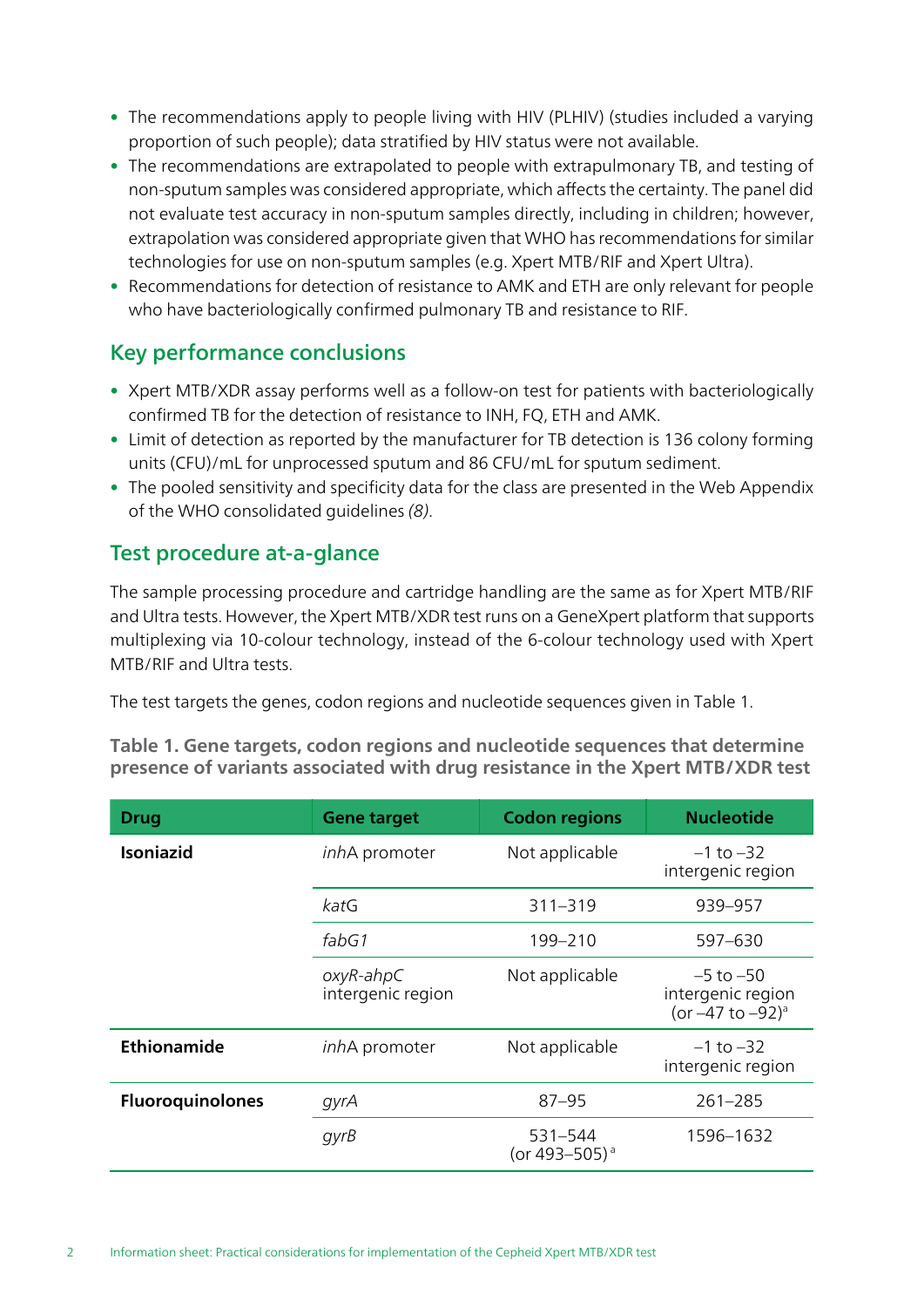- The recommendations apply to people living with HIV (PLHIV) (studies included a varying proportion of such people); data stratified by HIV status were not available.
- The recommendations are extrapolated to people with extrapulmonary TB, and testing of non-sputum samples was considered appropriate, which affects the certainty. The panel did not evaluate test accuracy in non-sputum samples directly, including in children; however, extrapolation was considered appropriate given that WHO has recommendations for similar technologies for use on non-sputum samples (e.g. Xpert MTB/RIF and Xpert Ultra).
- Recommendations for detection of resistance to AMK and ETH are only relevant for people who have bacteriologically confirmed pulmonary TB and resistance to RIF.

## Key performance conclusions

- Xpert MTB/XDR assay performs well as a follow-on test for patients with bacteriologically confirmed TB for the detection of resistance to INH, FQ, ETH and AMK.
- Limit of detection as reported by the manufacturer for TB detection is 136 colony forming units (CFU)/mL for unprocessed sputum and 86 CFU/mL for sputum sediment.
- The pooled sensitivity and specificity data for the class are presented in the Web Appendix of the WHO consolidated guidelines *(8)*.

## Test procedure at-a-glance

The sample processing procedure and cartridge handling are the same as for Xpert MTB/RIF and Ultra tests. However, the Xpert MTB/XDR test runs on a GeneXpert platform that supports multiplexing via 10-colour technology, instead of the 6-colour technology used with Xpert MTB/RIF and Ultra tests.

The test targets the genes, codon regions and nucleotide sequences given in Table 1.

**Table 1. Gene targets, codon regions and nucleotide sequences that determine presence of variants associated with drug resistance in the Xpert MTB/XDR test**

| Drug | Gene target | Codon regions | Nucleotide |
|---|---|---|---|
| **Isoniazid** | *inh*A promoter | Not applicable | –1 to –32 intergenic region |
| | *kat*G | 311–319 | 939–957 |
| | *fabG1* | 199–210 | 597–630 |
| | *oxyR-ahpC* intergenic region | Not applicable | –5 to –50 intergenic region (or –47 to –92)[a] |
| **Ethionamide** | *inh*A promoter | Not applicable | –1 to –32 intergenic region |
| **Fluoroquinolones** | *gyrA* | 87–95 | 261–285 |
| | *gyrB* | 531–544 (or 493–505)[a] | 1596–1632 |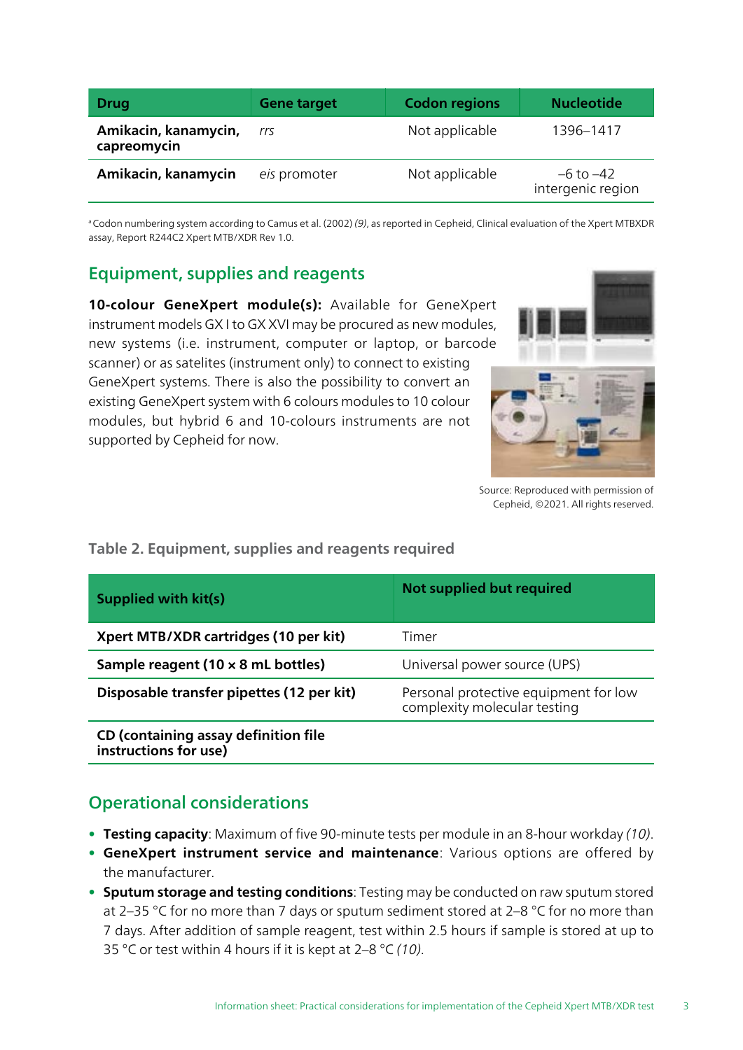| Drug | Gene target | Codon regions | Nucleotide |
|---|---|---|---|
| **Amikacin, kanamycin, capreomycin** | *rrs* | Not applicable | 1396–1417 |
| **Amikacin, kanamycin** | *eis* promoter | Not applicable | –6 to –42 intergenic region |

[a] Codon numbering system according to Camus et al. (2002) *(9)*, as reported in Cepheid, Clinical evaluation of the Xpert MTBXDR assay, Report R244C2 Xpert MTB/XDR Rev 1.0.

## Equipment, supplies and reagents

**10-colour GeneXpert module(s):** Available for GeneXpert instrument models GX I to GX XVI may be procured as new modules, new systems (i.e. instrument, computer or laptop, or barcode scanner) or as satelites (instrument only) to connect to existing GeneXpert systems. There is also the possibility to convert an existing GeneXpert system with 6 colours modules to 10 colour modules, but hybrid 6 and 10-colours instruments are not supported by Cepheid for now.

Source: Reproduced with permission of Cepheid, ©2021. All rights reserved.

**Table 2. Equipment, supplies and reagents required**

| Supplied with kit(s) | Not supplied but required |
|---|---|
| **Xpert MTB/XDR cartridges (10 per kit)** | Timer |
| **Sample reagent (10 × 8 mL bottles)** | Universal power source (UPS) |
| **Disposable transfer pipettes (12 per kit)** | Personal protective equipment for low complexity molecular testing |
| **CD (containing assay definition file instructions for use)** | |

## Operational considerations

- **Testing capacity**: Maximum of five 90-minute tests per module in an 8-hour workday *(10)*.
- **GeneXpert instrument service and maintenance**: Various options are offered by the manufacturer.
- **Sputum storage and testing conditions**: Testing may be conducted on raw sputum stored at 2–35 °C for no more than 7 days or sputum sediment stored at 2–8 °C for no more than 7 days. After addition of sample reagent, test within 2.5 hours if sample is stored at up to 35 °C or test within 4 hours if it is kept at 2–8 °C *(10)*.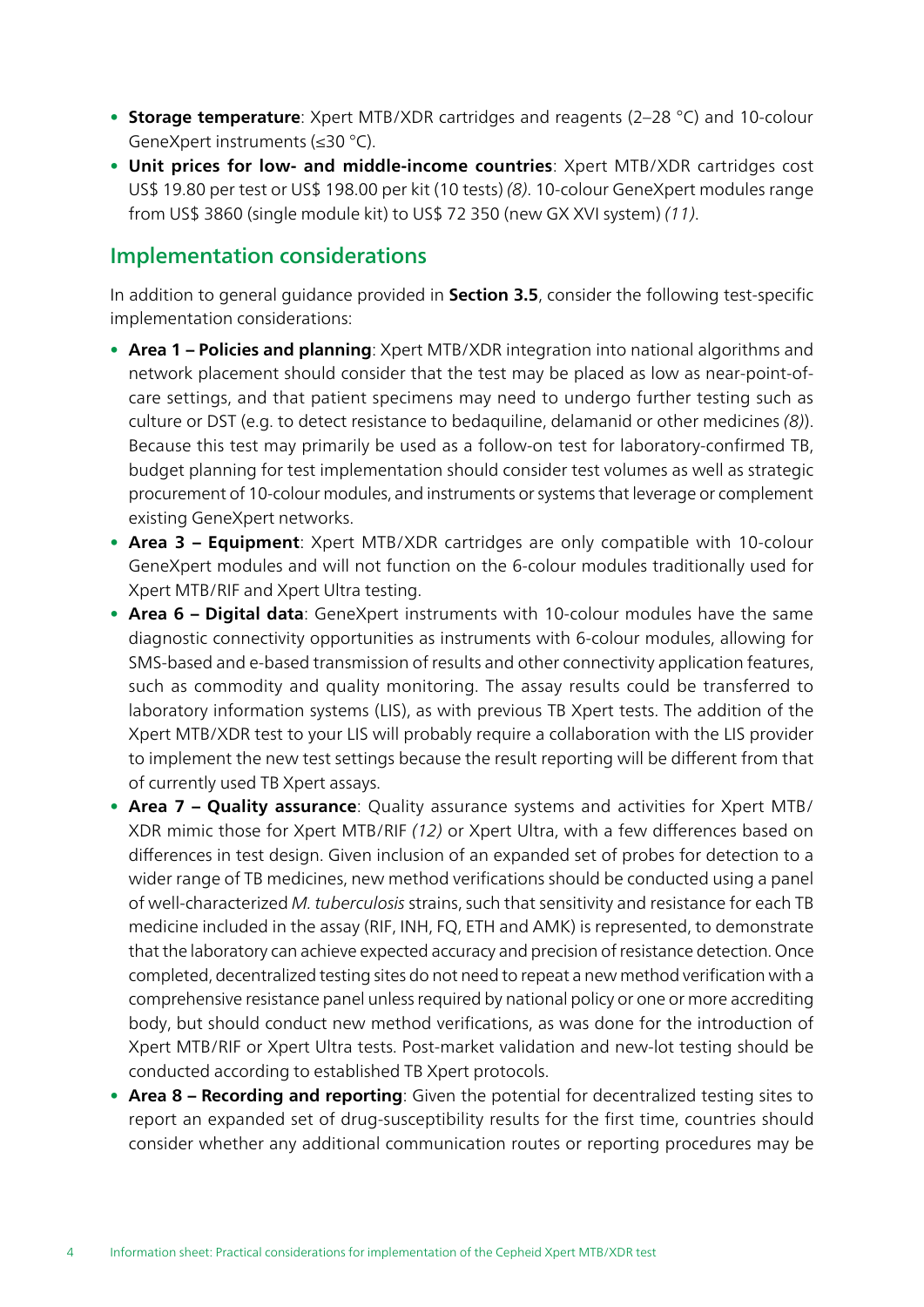- **Storage temperature**: Xpert MTB/XDR cartridges and reagents (2–28 °C) and 10-colour GeneXpert instruments (≤30 °C).
- **Unit prices for low- and middle-income countries**: Xpert MTB/XDR cartridges cost US$ 19.80 per test or US$ 198.00 per kit (10 tests) *(8)*. 10-colour GeneXpert modules range from US$ 3860 (single module kit) to US$ 72 350 (new GX XVI system) *(11)*.

## Implementation considerations

In addition to general guidance provided in **Section 3.5**, consider the following test-specific implementation considerations:

- **Area 1 – Policies and planning**: Xpert MTB/XDR integration into national algorithms and network placement should consider that the test may be placed as low as near-point-of-care settings, and that patient specimens may need to undergo further testing such as culture or DST (e.g. to detect resistance to bedaquiline, delamanid or other medicines *(8)*). Because this test may primarily be used as a follow-on test for laboratory-confirmed TB, budget planning for test implementation should consider test volumes as well as strategic procurement of 10-colour modules, and instruments or systems that leverage or complement existing GeneXpert networks.
- **Area 3 – Equipment**: Xpert MTB/XDR cartridges are only compatible with 10-colour GeneXpert modules and will not function on the 6-colour modules traditionally used for Xpert MTB/RIF and Xpert Ultra testing.
- **Area 6 – Digital data**: GeneXpert instruments with 10-colour modules have the same diagnostic connectivity opportunities as instruments with 6-colour modules, allowing for SMS-based and e-based transmission of results and other connectivity application features, such as commodity and quality monitoring. The assay results could be transferred to laboratory information systems (LIS), as with previous TB Xpert tests. The addition of the Xpert MTB/XDR test to your LIS will probably require a collaboration with the LIS provider to implement the new test settings because the result reporting will be different from that of currently used TB Xpert assays.
- **Area 7 – Quality assurance**: Quality assurance systems and activities for Xpert MTB/XDR mimic those for Xpert MTB/RIF *(12)* or Xpert Ultra, with a few differences based on differences in test design. Given inclusion of an expanded set of probes for detection to a wider range of TB medicines, new method verifications should be conducted using a panel of well-characterized *M. tuberculosis* strains, such that sensitivity and resistance for each TB medicine included in the assay (RIF, INH, FQ, ETH and AMK) is represented, to demonstrate that the laboratory can achieve expected accuracy and precision of resistance detection. Once completed, decentralized testing sites do not need to repeat a new method verification with a comprehensive resistance panel unless required by national policy or one or more accrediting body, but should conduct new method verifications, as was done for the introduction of Xpert MTB/RIF or Xpert Ultra tests. Post-market validation and new-lot testing should be conducted according to established TB Xpert protocols.
- **Area 8 – Recording and reporting**: Given the potential for decentralized testing sites to report an expanded set of drug-susceptibility results for the first time, countries should consider whether any additional communication routes or reporting procedures may be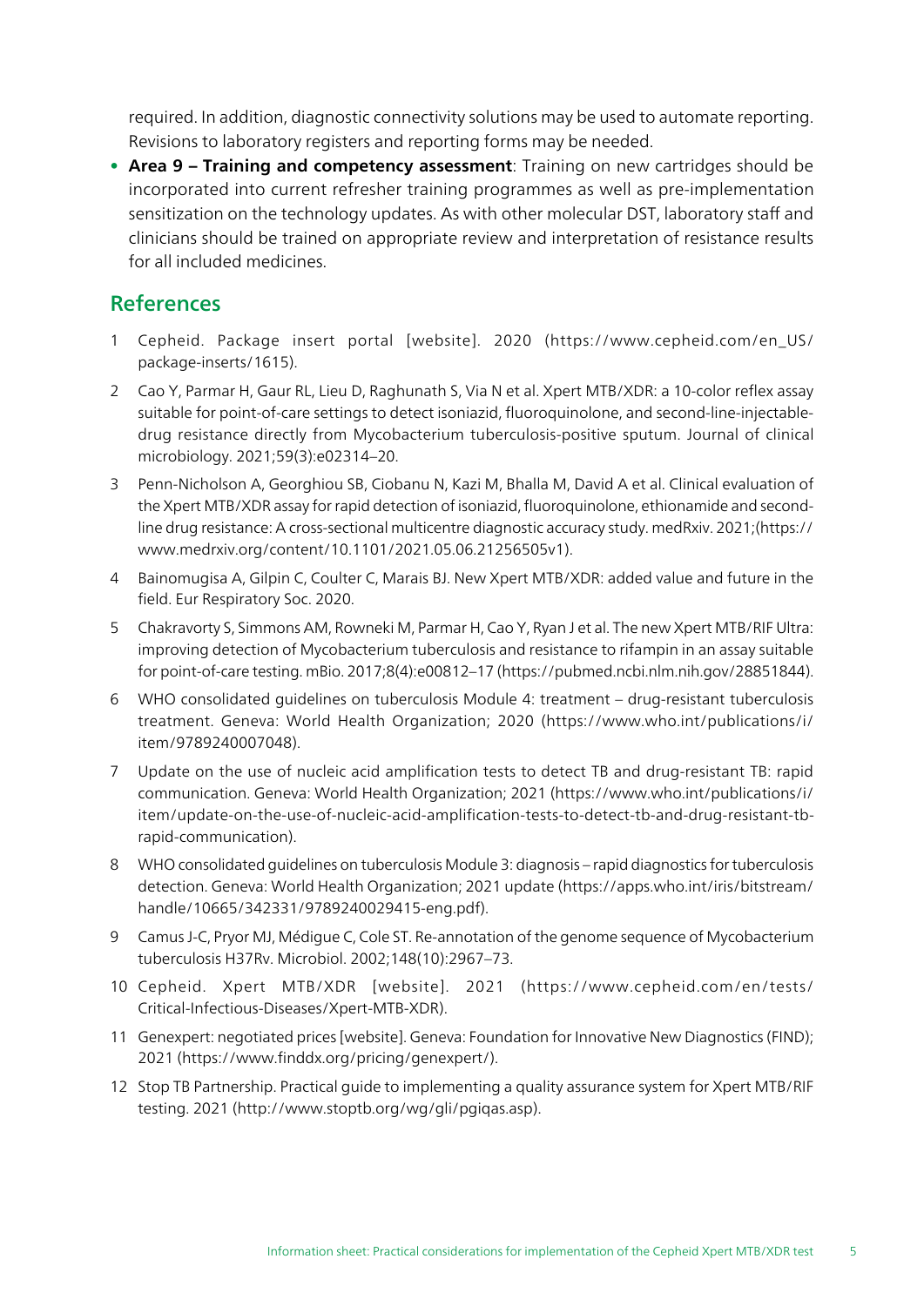required. In addition, diagnostic connectivity solutions may be used to automate reporting. Revisions to laboratory registers and reporting forms may be needed.

- **Area 9 – Training and competency assessment**: Training on new cartridges should be incorporated into current refresher training programmes as well as pre-implementation sensitization on the technology updates. As with other molecular DST, laboratory staff and clinicians should be trained on appropriate review and interpretation of resistance results for all included medicines.

## References

1. Cepheid. Package insert portal [website]. 2020 (https://www.cepheid.com/en_US/package-inserts/1615).
2. Cao Y, Parmar H, Gaur RL, Lieu D, Raghunath S, Via N et al. Xpert MTB/XDR: a 10-color reflex assay suitable for point-of-care settings to detect isoniazid, fluoroquinolone, and second-line-injectable-drug resistance directly from Mycobacterium tuberculosis-positive sputum. Journal of clinical microbiology. 2021;59(3):e02314–20.
3. Penn-Nicholson A, Georghiou SB, Ciobanu N, Kazi M, Bhalla M, David A et al. Clinical evaluation of the Xpert MTB/XDR assay for rapid detection of isoniazid, fluoroquinolone, ethionamide and second-line drug resistance: A cross-sectional multicentre diagnostic accuracy study. medRxiv. 2021;(https://www.medrxiv.org/content/10.1101/2021.05.06.21256505v1).
4. Bainomugisa A, Gilpin C, Coulter C, Marais BJ. New Xpert MTB/XDR: added value and future in the field. Eur Respiratory Soc. 2020.
5. Chakravorty S, Simmons AM, Rowneki M, Parmar H, Cao Y, Ryan J et al. The new Xpert MTB/RIF Ultra: improving detection of Mycobacterium tuberculosis and resistance to rifampin in an assay suitable for point-of-care testing. mBio. 2017;8(4):e00812–17 (https://pubmed.ncbi.nlm.nih.gov/28851844).
6. WHO consolidated guidelines on tuberculosis Module 4: treatment – drug-resistant tuberculosis treatment. Geneva: World Health Organization; 2020 (https://www.who.int/publications/i/item/9789240007048).
7. Update on the use of nucleic acid amplification tests to detect TB and drug-resistant TB: rapid communication. Geneva: World Health Organization; 2021 (https://www.who.int/publications/i/item/update-on-the-use-of-nucleic-acid-amplification-tests-to-detect-tb-and-drug-resistant-tb-rapid-communication).
8. WHO consolidated guidelines on tuberculosis Module 3: diagnosis – rapid diagnostics for tuberculosis detection. Geneva: World Health Organization; 2021 update (https://apps.who.int/iris/bitstream/handle/10665/342331/9789240029415-eng.pdf).
9. Camus J-C, Pryor MJ, Médigue C, Cole ST. Re-annotation of the genome sequence of Mycobacterium tuberculosis H37Rv. Microbiol. 2002;148(10):2967–73.
10. Cepheid. Xpert MTB/XDR [website]. 2021 (https://www.cepheid.com/en/tests/Critical-Infectious-Diseases/Xpert-MTB-XDR).
11. Genexpert: negotiated prices [website]. Geneva: Foundation for Innovative New Diagnostics (FIND); 2021 (https://www.finddx.org/pricing/genexpert/).
12. Stop TB Partnership. Practical guide to implementing a quality assurance system for Xpert MTB/RIF testing. 2021 (http://www.stoptb.org/wg/gli/pgiqas.asp).